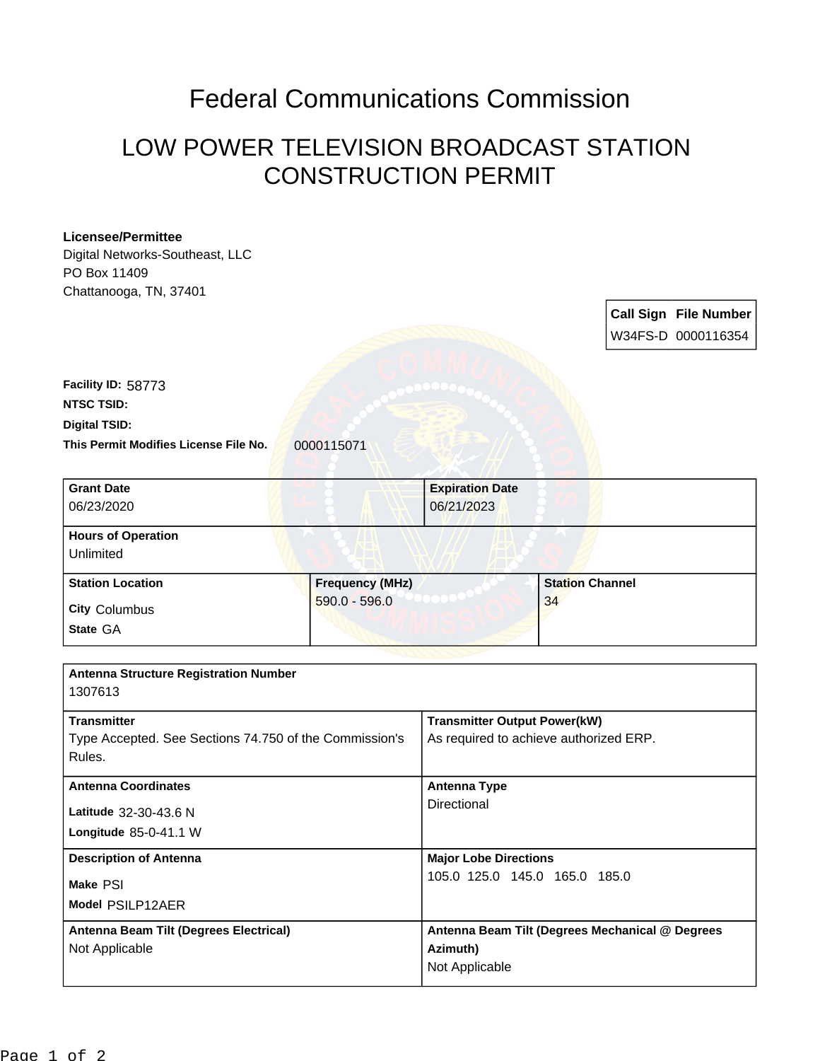# Federal Communications Commission

## LOW POWER TELEVISION BROADCAST STATION CONSTRUCTION PERMIT

**Licensee/Permittee**
Digital Networks-Southeast, LLC
PO Box 11409
Chattanooga, TN, 37401

| Call Sign | File Number |
|---|---|
| W34FS-D | 0000116354 |

**Facility ID:** 58773
**NTSC TSID:**
**Digital TSID:**
**This Permit Modifies License File No.** 0000115071

| Grant Date | Expiration Date |
|---|---|
| 06/23/2020 | 06/21/2023 |

**Hours of Operation**
Unlimited

| Station Location | Frequency (MHz) | Station Channel |
|---|---|---|
| City Columbus<br>State GA | 590.0 - 596.0 | 34 |

**Antenna Structure Registration Number**
1307613

| Transmitter | Transmitter Output Power(kW) |
|---|---|
| Type Accepted. See Sections 74.750 of the Commission's Rules. | As required to achieve authorized ERP. |

| Antenna Coordinates | Antenna Type |
|---|---|
| Latitude 32-30-43.6 N<br>Longitude 85-0-41.1 W | Directional |

| Description of Antenna | Major Lobe Directions |
|---|---|
| Make PSI<br>Model PSILP12AER | 105.0 125.0 145.0 165.0 185.0 |

| Antenna Beam Tilt (Degrees Electrical) | Antenna Beam Tilt (Degrees Mechanical @ Degrees Azimuth) |
|---|---|
| Not Applicable | Not Applicable |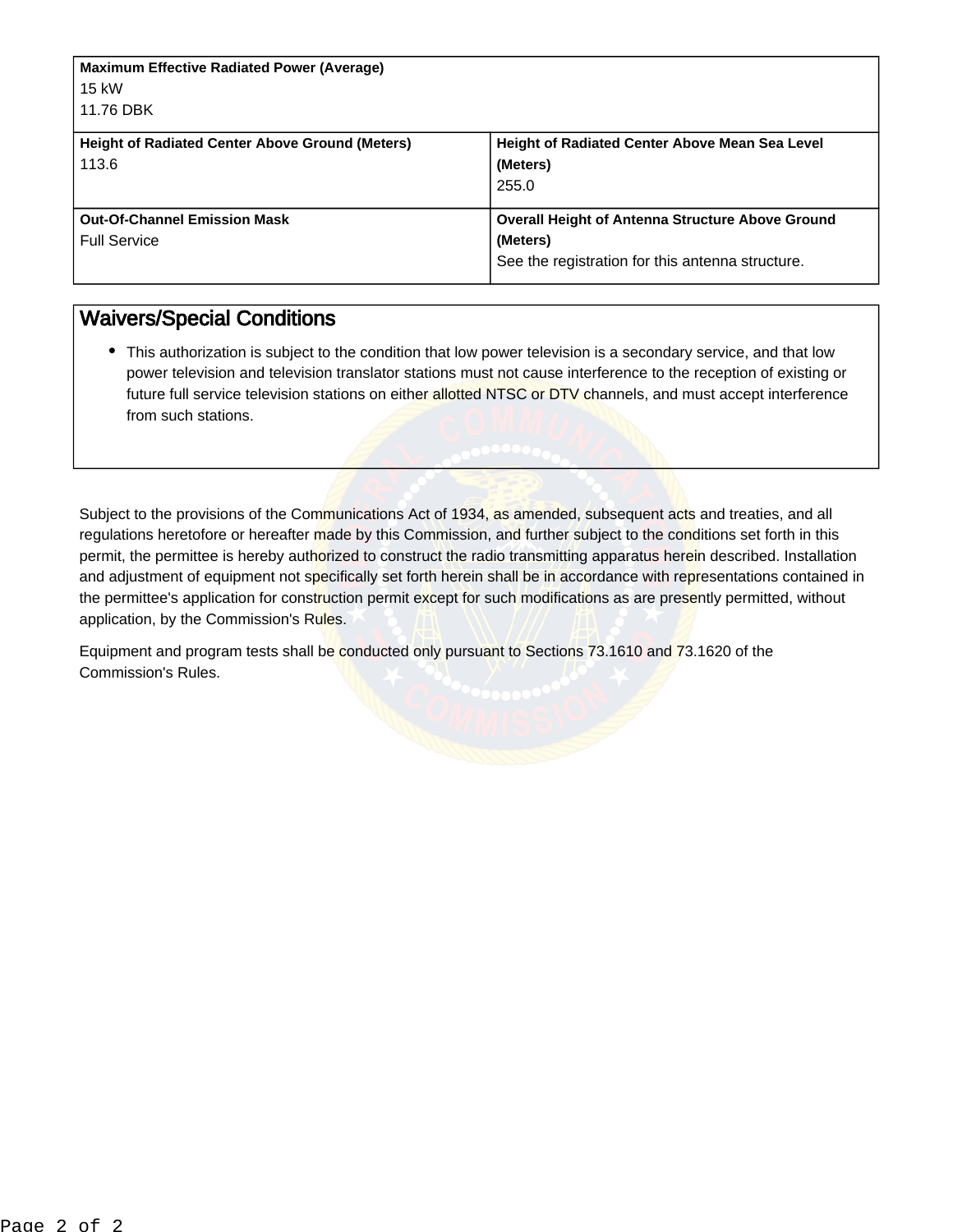| | |
|---|---|
| **Maximum Effective Radiated Power (Average)**<br>15 kW<br>11.76 DBK | |
| **Height of Radiated Center Above Ground (Meters)**<br>113.6 | **Height of Radiated Center Above Mean Sea Level (Meters)**<br>255.0 |
| **Out-Of-Channel Emission Mask**<br>Full Service | **Overall Height of Antenna Structure Above Ground (Meters)**<br>See the registration for this antenna structure. |

## Waivers/Special Conditions

- This authorization is subject to the condition that low power television is a secondary service, and that low power television and television translator stations must not cause interference to the reception of existing or future full service television stations on either allotted NTSC or DTV channels, and must accept interference from such stations.

Subject to the provisions of the Communications Act of 1934, as amended, subsequent acts and treaties, and all regulations heretofore or hereafter made by this Commission, and further subject to the conditions set forth in this permit, the permittee is hereby authorized to construct the radio transmitting apparatus herein described. Installation and adjustment of equipment not specifically set forth herein shall be in accordance with representations contained in the permittee's application for construction permit except for such modifications as are presently permitted, without application, by the Commission's Rules.

Equipment and program tests shall be conducted only pursuant to Sections 73.1610 and 73.1620 of the Commission's Rules.